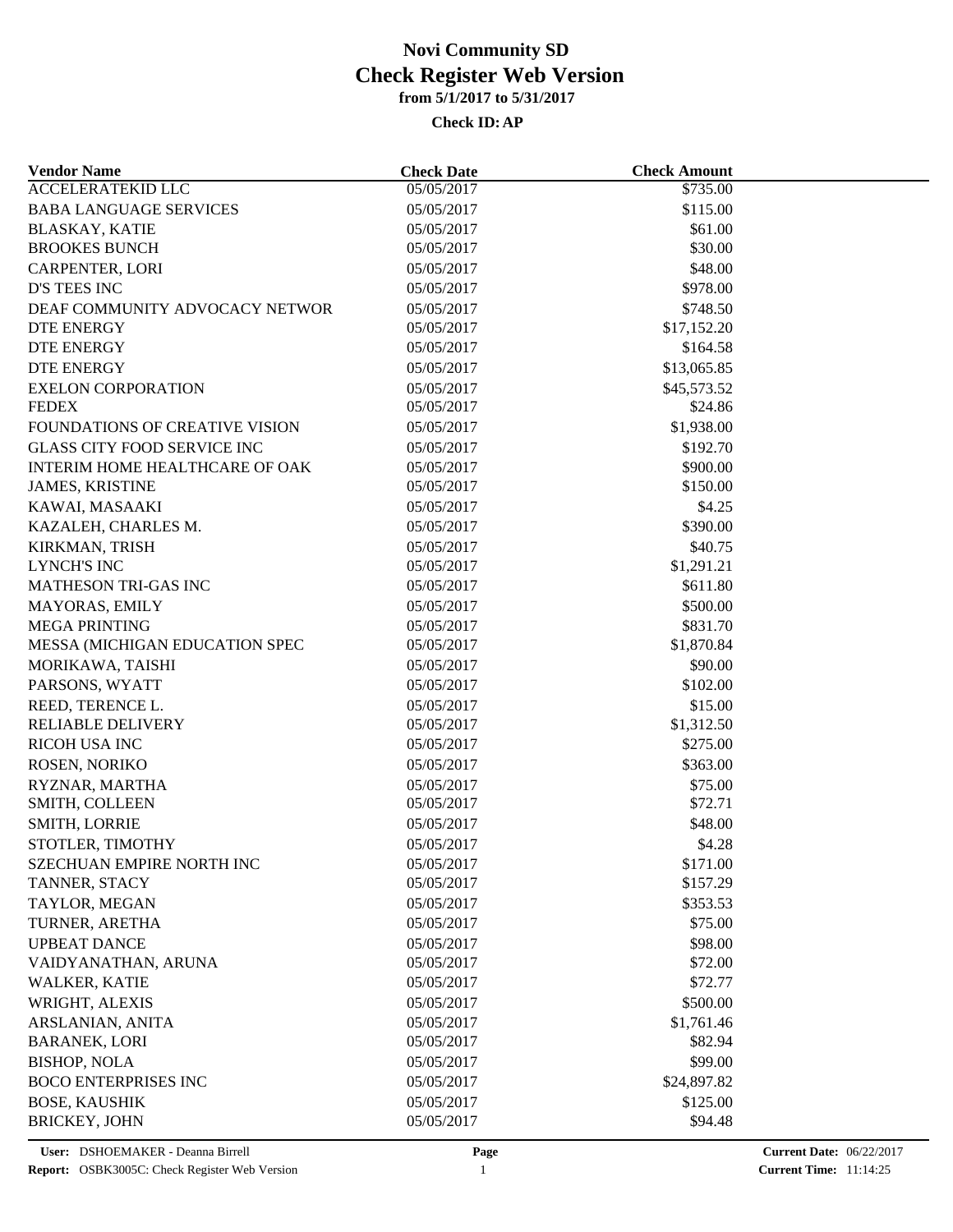# Novi Community SD
# Check Register Web Version
**from 5/1/2017 to 5/31/2017**

**Check ID: AP**

| Vendor Name | Check Date | Check Amount |
|---|---|---|
| ACCELERATEKID LLC | 05/05/2017 | $735.00 |
| BABA LANGUAGE SERVICES | 05/05/2017 | $115.00 |
| BLASKAY, KATIE | 05/05/2017 | $61.00 |
| BROOKES BUNCH | 05/05/2017 | $30.00 |
| CARPENTER, LORI | 05/05/2017 | $48.00 |
| D'S TEES INC | 05/05/2017 | $978.00 |
| DEAF COMMUNITY ADVOCACY NETWOR | 05/05/2017 | $748.50 |
| DTE ENERGY | 05/05/2017 | $17,152.20 |
| DTE ENERGY | 05/05/2017 | $164.58 |
| DTE ENERGY | 05/05/2017 | $13,065.85 |
| EXELON CORPORATION | 05/05/2017 | $45,573.52 |
| FEDEX | 05/05/2017 | $24.86 |
| FOUNDATIONS OF CREATIVE VISION | 05/05/2017 | $1,938.00 |
| GLASS CITY FOOD SERVICE INC | 05/05/2017 | $192.70 |
| INTERIM HOME HEALTHCARE OF OAK | 05/05/2017 | $900.00 |
| JAMES, KRISTINE | 05/05/2017 | $150.00 |
| KAWAI, MASAAKI | 05/05/2017 | $4.25 |
| KAZALEH, CHARLES M. | 05/05/2017 | $390.00 |
| KIRKMAN, TRISH | 05/05/2017 | $40.75 |
| LYNCH'S INC | 05/05/2017 | $1,291.21 |
| MATHESON TRI-GAS INC | 05/05/2017 | $611.80 |
| MAYORAS, EMILY | 05/05/2017 | $500.00 |
| MEGA PRINTING | 05/05/2017 | $831.70 |
| MESSA (MICHIGAN EDUCATION SPEC | 05/05/2017 | $1,870.84 |
| MORIKAWA, TAISHI | 05/05/2017 | $90.00 |
| PARSONS, WYATT | 05/05/2017 | $102.00 |
| REED, TERENCE L. | 05/05/2017 | $15.00 |
| RELIABLE DELIVERY | 05/05/2017 | $1,312.50 |
| RICOH USA INC | 05/05/2017 | $275.00 |
| ROSEN, NORIKO | 05/05/2017 | $363.00 |
| RYZNAR, MARTHA | 05/05/2017 | $75.00 |
| SMITH, COLLEEN | 05/05/2017 | $72.71 |
| SMITH, LORRIE | 05/05/2017 | $48.00 |
| STOTLER, TIMOTHY | 05/05/2017 | $4.28 |
| SZECHUAN EMPIRE NORTH INC | 05/05/2017 | $171.00 |
| TANNER, STACY | 05/05/2017 | $157.29 |
| TAYLOR, MEGAN | 05/05/2017 | $353.53 |
| TURNER, ARETHA | 05/05/2017 | $75.00 |
| UPBEAT DANCE | 05/05/2017 | $98.00 |
| VAIDYANATHAN, ARUNA | 05/05/2017 | $72.00 |
| WALKER, KATIE | 05/05/2017 | $72.77 |
| WRIGHT, ALEXIS | 05/05/2017 | $500.00 |
| ARSLANIAN, ANITA | 05/05/2017 | $1,761.46 |
| BARANEK, LORI | 05/05/2017 | $82.94 |
| BISHOP, NOLA | 05/05/2017 | $99.00 |
| BOCO ENTERPRISES INC | 05/05/2017 | $24,897.82 |
| BOSE, KAUSHIK | 05/05/2017 | $125.00 |
| BRICKEY, JOHN | 05/05/2017 | $94.48 |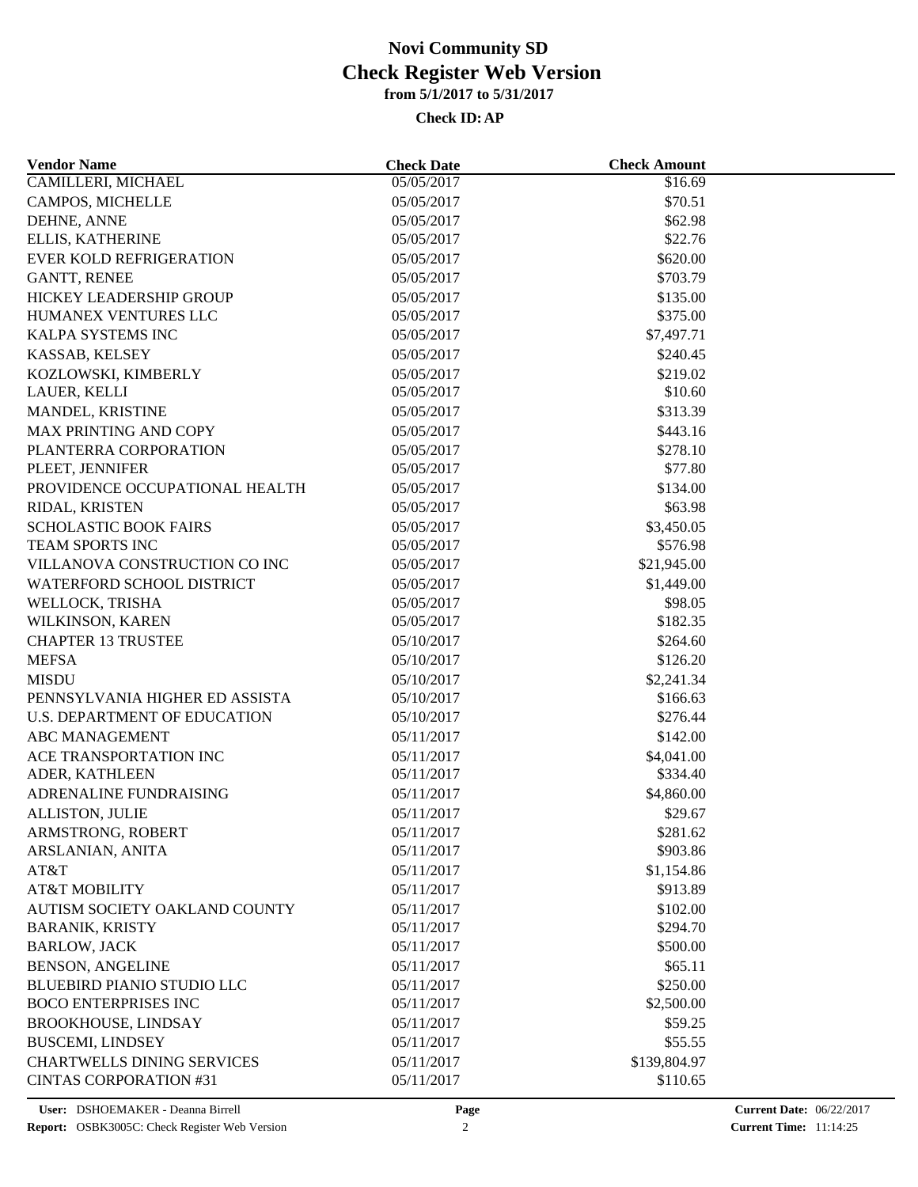# Novi Community SD
## Check Register Web Version
### from 5/1/2017 to 5/31/2017

**Check ID: AP**

| Vendor Name | Check Date | Check Amount |
|---|---|---|
| CAMILLERI, MICHAEL | 05/05/2017 | $16.69 |
| CAMPOS, MICHELLE | 05/05/2017 | $70.51 |
| DEHNE, ANNE | 05/05/2017 | $62.98 |
| ELLIS, KATHERINE | 05/05/2017 | $22.76 |
| EVER KOLD REFRIGERATION | 05/05/2017 | $620.00 |
| GANTT, RENEE | 05/05/2017 | $703.79 |
| HICKEY LEADERSHIP GROUP | 05/05/2017 | $135.00 |
| HUMANEX VENTURES LLC | 05/05/2017 | $375.00 |
| KALPA SYSTEMS INC | 05/05/2017 | $7,497.71 |
| KASSAB, KELSEY | 05/05/2017 | $240.45 |
| KOZLOWSKI, KIMBERLY | 05/05/2017 | $219.02 |
| LAUER, KELLI | 05/05/2017 | $10.60 |
| MANDEL, KRISTINE | 05/05/2017 | $313.39 |
| MAX PRINTING AND COPY | 05/05/2017 | $443.16 |
| PLANTERRA CORPORATION | 05/05/2017 | $278.10 |
| PLEET, JENNIFER | 05/05/2017 | $77.80 |
| PROVIDENCE OCCUPATIONAL HEALTH | 05/05/2017 | $134.00 |
| RIDAL, KRISTEN | 05/05/2017 | $63.98 |
| SCHOLASTIC BOOK FAIRS | 05/05/2017 | $3,450.05 |
| TEAM SPORTS INC | 05/05/2017 | $576.98 |
| VILLANOVA CONSTRUCTION CO INC | 05/05/2017 | $21,945.00 |
| WATERFORD SCHOOL DISTRICT | 05/05/2017 | $1,449.00 |
| WELLOCK, TRISHA | 05/05/2017 | $98.05 |
| WILKINSON, KAREN | 05/05/2017 | $182.35 |
| CHAPTER 13 TRUSTEE | 05/10/2017 | $264.60 |
| MEFSA | 05/10/2017 | $126.20 |
| MISDU | 05/10/2017 | $2,241.34 |
| PENNSYLVANIA HIGHER ED ASSISTA | 05/10/2017 | $166.63 |
| U.S. DEPARTMENT OF EDUCATION | 05/10/2017 | $276.44 |
| ABC MANAGEMENT | 05/11/2017 | $142.00 |
| ACE TRANSPORTATION INC | 05/11/2017 | $4,041.00 |
| ADER, KATHLEEN | 05/11/2017 | $334.40 |
| ADRENALINE FUNDRAISING | 05/11/2017 | $4,860.00 |
| ALLISTON, JULIE | 05/11/2017 | $29.67 |
| ARMSTRONG, ROBERT | 05/11/2017 | $281.62 |
| ARSLANIAN, ANITA | 05/11/2017 | $903.86 |
| AT&T | 05/11/2017 | $1,154.86 |
| AT&T MOBILITY | 05/11/2017 | $913.89 |
| AUTISM SOCIETY OAKLAND COUNTY | 05/11/2017 | $102.00 |
| BARANIK, KRISTY | 05/11/2017 | $294.70 |
| BARLOW, JACK | 05/11/2017 | $500.00 |
| BENSON, ANGELINE | 05/11/2017 | $65.11 |
| BLUEBIRD PIANIO STUDIO LLC | 05/11/2017 | $250.00 |
| BOCO ENTERPRISES INC | 05/11/2017 | $2,500.00 |
| BROOKHOUSE, LINDSAY | 05/11/2017 | $59.25 |
| BUSCEMI, LINDSEY | 05/11/2017 | $55.55 |
| CHARTWELLS DINING SERVICES | 05/11/2017 | $139,804.97 |
| CINTAS CORPORATION #31 | 05/11/2017 | $110.65 |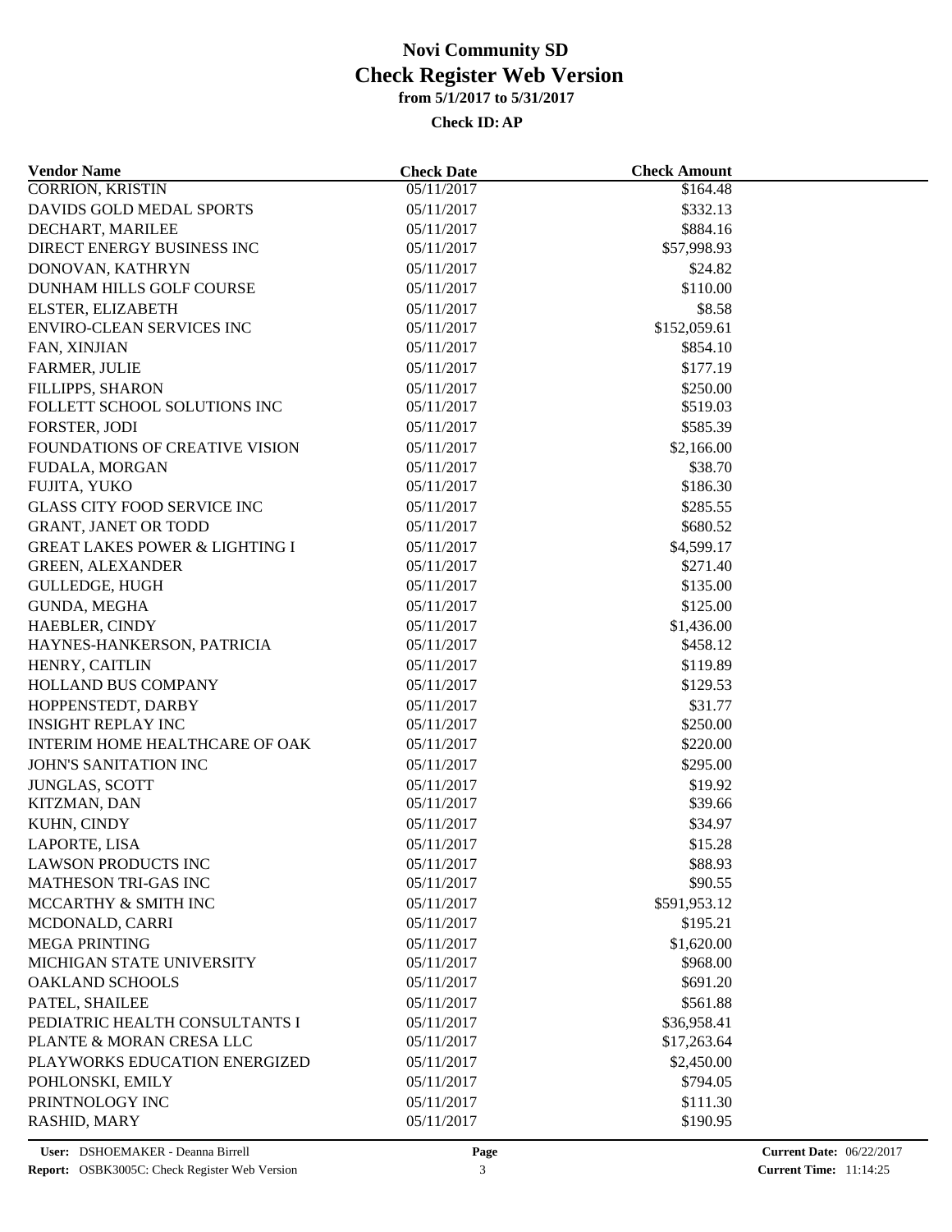# Novi Community SD
## Check Register Web Version
### from 5/1/2017 to 5/31/2017

**Check ID: AP**

| Vendor Name | Check Date | Check Amount |
|---|---|---|
| CORRION, KRISTIN | 05/11/2017 | $164.48 |
| DAVIDS GOLD MEDAL SPORTS | 05/11/2017 | $332.13 |
| DECHART, MARILEE | 05/11/2017 | $884.16 |
| DIRECT ENERGY BUSINESS INC | 05/11/2017 | $57,998.93 |
| DONOVAN, KATHRYN | 05/11/2017 | $24.82 |
| DUNHAM HILLS GOLF COURSE | 05/11/2017 | $110.00 |
| ELSTER, ELIZABETH | 05/11/2017 | $8.58 |
| ENVIRO-CLEAN SERVICES INC | 05/11/2017 | $152,059.61 |
| FAN, XINJIAN | 05/11/2017 | $854.10 |
| FARMER, JULIE | 05/11/2017 | $177.19 |
| FILLIPPS, SHARON | 05/11/2017 | $250.00 |
| FOLLETT SCHOOL SOLUTIONS INC | 05/11/2017 | $519.03 |
| FORSTER, JODI | 05/11/2017 | $585.39 |
| FOUNDATIONS OF CREATIVE VISION | 05/11/2017 | $2,166.00 |
| FUDALA, MORGAN | 05/11/2017 | $38.70 |
| FUJITA, YUKO | 05/11/2017 | $186.30 |
| GLASS CITY FOOD SERVICE INC | 05/11/2017 | $285.55 |
| GRANT, JANET OR TODD | 05/11/2017 | $680.52 |
| GREAT LAKES POWER & LIGHTING I | 05/11/2017 | $4,599.17 |
| GREEN, ALEXANDER | 05/11/2017 | $271.40 |
| GULLEDGE, HUGH | 05/11/2017 | $135.00 |
| GUNDA, MEGHA | 05/11/2017 | $125.00 |
| HAEBLER, CINDY | 05/11/2017 | $1,436.00 |
| HAYNES-HANKERSON, PATRICIA | 05/11/2017 | $458.12 |
| HENRY, CAITLIN | 05/11/2017 | $119.89 |
| HOLLAND BUS COMPANY | 05/11/2017 | $129.53 |
| HOPPENSTEDT, DARBY | 05/11/2017 | $31.77 |
| INSIGHT REPLAY INC | 05/11/2017 | $250.00 |
| INTERIM HOME HEALTHCARE OF OAK | 05/11/2017 | $220.00 |
| JOHN'S SANITATION INC | 05/11/2017 | $295.00 |
| JUNGLAS, SCOTT | 05/11/2017 | $19.92 |
| KITZMAN, DAN | 05/11/2017 | $39.66 |
| KUHN, CINDY | 05/11/2017 | $34.97 |
| LAPORTE, LISA | 05/11/2017 | $15.28 |
| LAWSON PRODUCTS INC | 05/11/2017 | $88.93 |
| MATHESON TRI-GAS INC | 05/11/2017 | $90.55 |
| MCCARTHY & SMITH INC | 05/11/2017 | $591,953.12 |
| MCDONALD, CARRI | 05/11/2017 | $195.21 |
| MEGA PRINTING | 05/11/2017 | $1,620.00 |
| MICHIGAN STATE UNIVERSITY | 05/11/2017 | $968.00 |
| OAKLAND SCHOOLS | 05/11/2017 | $691.20 |
| PATEL, SHAILEE | 05/11/2017 | $561.88 |
| PEDIATRIC HEALTH CONSULTANTS I | 05/11/2017 | $36,958.41 |
| PLANTE & MORAN CRESA LLC | 05/11/2017 | $17,263.64 |
| PLAYWORKS EDUCATION ENERGIZED | 05/11/2017 | $2,450.00 |
| POHLONSKI, EMILY | 05/11/2017 | $794.05 |
| PRINTNOLOGY INC | 05/11/2017 | $111.30 |
| RASHID, MARY | 05/11/2017 | $190.95 |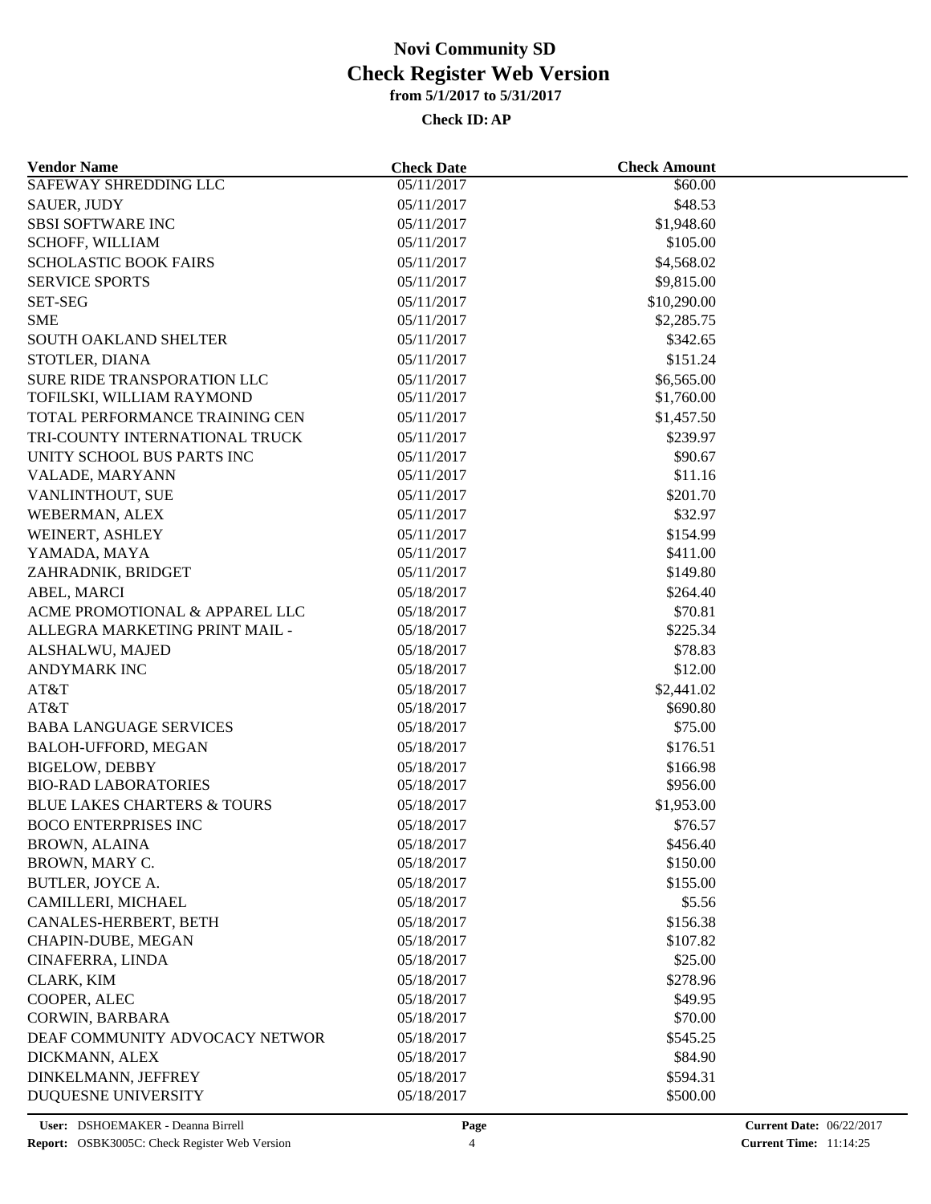# Novi Community SD
## Check Register Web Version
### from 5/1/2017 to 5/31/2017

**Check ID: AP**

| Vendor Name | Check Date | Check Amount |
|---|---|---|
| SAFEWAY SHREDDING LLC | 05/11/2017 | $60.00 |
| SAUER, JUDY | 05/11/2017 | $48.53 |
| SBSI SOFTWARE INC | 05/11/2017 | $1,948.60 |
| SCHOFF, WILLIAM | 05/11/2017 | $105.00 |
| SCHOLASTIC BOOK FAIRS | 05/11/2017 | $4,568.02 |
| SERVICE SPORTS | 05/11/2017 | $9,815.00 |
| SET-SEG | 05/11/2017 | $10,290.00 |
| SME | 05/11/2017 | $2,285.75 |
| SOUTH OAKLAND SHELTER | 05/11/2017 | $342.65 |
| STOTLER, DIANA | 05/11/2017 | $151.24 |
| SURE RIDE TRANSPORATION LLC | 05/11/2017 | $6,565.00 |
| TOFILSKI, WILLIAM RAYMOND | 05/11/2017 | $1,760.00 |
| TOTAL PERFORMANCE TRAINING CEN | 05/11/2017 | $1,457.50 |
| TRI-COUNTY INTERNATIONAL TRUCK | 05/11/2017 | $239.97 |
| UNITY SCHOOL BUS PARTS INC | 05/11/2017 | $90.67 |
| VALADE, MARYANN | 05/11/2017 | $11.16 |
| VANLINTHOUT, SUE | 05/11/2017 | $201.70 |
| WEBERMAN, ALEX | 05/11/2017 | $32.97 |
| WEINERT, ASHLEY | 05/11/2017 | $154.99 |
| YAMADA, MAYA | 05/11/2017 | $411.00 |
| ZAHRADNIK, BRIDGET | 05/11/2017 | $149.80 |
| ABEL, MARCI | 05/18/2017 | $264.40 |
| ACME PROMOTIONAL & APPAREL LLC | 05/18/2017 | $70.81 |
| ALLEGRA MARKETING PRINT MAIL - | 05/18/2017 | $225.34 |
| ALSHALWU, MAJED | 05/18/2017 | $78.83 |
| ANDYMARK INC | 05/18/2017 | $12.00 |
| AT&T | 05/18/2017 | $2,441.02 |
| AT&T | 05/18/2017 | $690.80 |
| BABA LANGUAGE SERVICES | 05/18/2017 | $75.00 |
| BALOH-UFFORD, MEGAN | 05/18/2017 | $176.51 |
| BIGELOW, DEBBY | 05/18/2017 | $166.98 |
| BIO-RAD LABORATORIES | 05/18/2017 | $956.00 |
| BLUE LAKES CHARTERS & TOURS | 05/18/2017 | $1,953.00 |
| BOCO ENTERPRISES INC | 05/18/2017 | $76.57 |
| BROWN, ALAINA | 05/18/2017 | $456.40 |
| BROWN, MARY C. | 05/18/2017 | $150.00 |
| BUTLER, JOYCE A. | 05/18/2017 | $155.00 |
| CAMILLERI, MICHAEL | 05/18/2017 | $5.56 |
| CANALES-HERBERT, BETH | 05/18/2017 | $156.38 |
| CHAPIN-DUBE, MEGAN | 05/18/2017 | $107.82 |
| CINAFERRA, LINDA | 05/18/2017 | $25.00 |
| CLARK, KIM | 05/18/2017 | $278.96 |
| COOPER, ALEC | 05/18/2017 | $49.95 |
| CORWIN, BARBARA | 05/18/2017 | $70.00 |
| DEAF COMMUNITY ADVOCACY NETWOR | 05/18/2017 | $545.25 |
| DICKMANN, ALEX | 05/18/2017 | $84.90 |
| DINKELMANN, JEFFREY | 05/18/2017 | $594.31 |
| DUQUESNE UNIVERSITY | 05/18/2017 | $500.00 |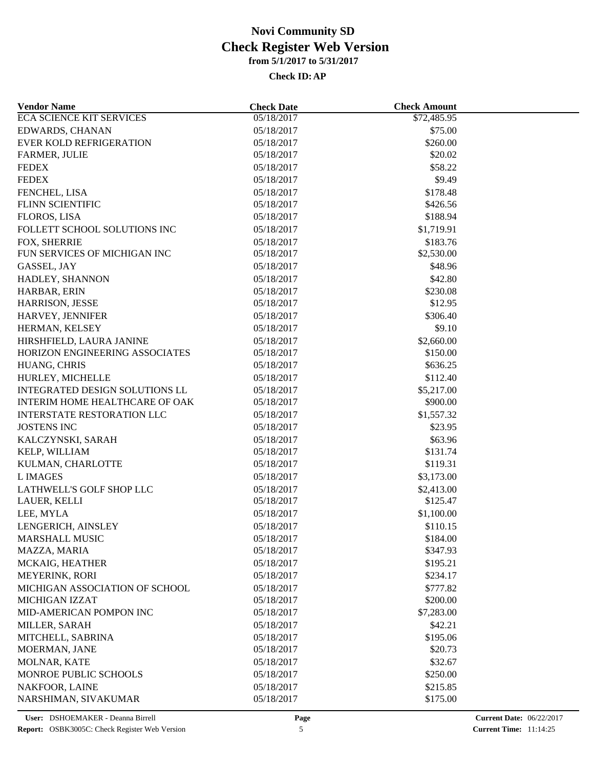# Novi Community SD
## Check Register Web Version
**from 5/1/2017 to 5/31/2017**

**Check ID: AP**

| Vendor Name | Check Date | Check Amount |
|---|---|---|
| ECA SCIENCE KIT SERVICES | 05/18/2017 | $72,485.95 |
| EDWARDS, CHANAN | 05/18/2017 | $75.00 |
| EVER KOLD REFRIGERATION | 05/18/2017 | $260.00 |
| FARMER, JULIE | 05/18/2017 | $20.02 |
| FEDEX | 05/18/2017 | $58.22 |
| FEDEX | 05/18/2017 | $9.49 |
| FENCHEL, LISA | 05/18/2017 | $178.48 |
| FLINN SCIENTIFIC | 05/18/2017 | $426.56 |
| FLOROS, LISA | 05/18/2017 | $188.94 |
| FOLLETT SCHOOL SOLUTIONS INC | 05/18/2017 | $1,719.91 |
| FOX, SHERRIE | 05/18/2017 | $183.76 |
| FUN SERVICES OF MICHIGAN INC | 05/18/2017 | $2,530.00 |
| GASSEL, JAY | 05/18/2017 | $48.96 |
| HADLEY, SHANNON | 05/18/2017 | $42.80 |
| HARBAR, ERIN | 05/18/2017 | $230.08 |
| HARRISON, JESSE | 05/18/2017 | $12.95 |
| HARVEY, JENNIFER | 05/18/2017 | $306.40 |
| HERMAN, KELSEY | 05/18/2017 | $9.10 |
| HIRSHFIELD, LAURA JANINE | 05/18/2017 | $2,660.00 |
| HORIZON ENGINEERING ASSOCIATES | 05/18/2017 | $150.00 |
| HUANG, CHRIS | 05/18/2017 | $636.25 |
| HURLEY, MICHELLE | 05/18/2017 | $112.40 |
| INTEGRATED DESIGN SOLUTIONS LL | 05/18/2017 | $5,217.00 |
| INTERIM HOME HEALTHCARE OF OAK | 05/18/2017 | $900.00 |
| INTERSTATE RESTORATION LLC | 05/18/2017 | $1,557.32 |
| JOSTENS INC | 05/18/2017 | $23.95 |
| KALCZYNSKI, SARAH | 05/18/2017 | $63.96 |
| KELP, WILLIAM | 05/18/2017 | $131.74 |
| KULMAN, CHARLOTTE | 05/18/2017 | $119.31 |
| L IMAGES | 05/18/2017 | $3,173.00 |
| LATHWELL'S GOLF SHOP LLC | 05/18/2017 | $2,413.00 |
| LAUER, KELLI | 05/18/2017 | $125.47 |
| LEE, MYLA | 05/18/2017 | $1,100.00 |
| LENGERICH, AINSLEY | 05/18/2017 | $110.15 |
| MARSHALL MUSIC | 05/18/2017 | $184.00 |
| MAZZA, MARIA | 05/18/2017 | $347.93 |
| MCKAIG, HEATHER | 05/18/2017 | $195.21 |
| MEYERINK, RORI | 05/18/2017 | $234.17 |
| MICHIGAN ASSOCIATION OF SCHOOL | 05/18/2017 | $777.82 |
| MICHIGAN IZZAT | 05/18/2017 | $200.00 |
| MID-AMERICAN POMPON INC | 05/18/2017 | $7,283.00 |
| MILLER, SARAH | 05/18/2017 | $42.21 |
| MITCHELL, SABRINA | 05/18/2017 | $195.06 |
| MOERMAN, JANE | 05/18/2017 | $20.73 |
| MOLNAR, KATE | 05/18/2017 | $32.67 |
| MONROE PUBLIC SCHOOLS | 05/18/2017 | $250.00 |
| NAKFOOR, LAINE | 05/18/2017 | $215.85 |
| NARSHIMAN, SIVAKUMAR | 05/18/2017 | $175.00 |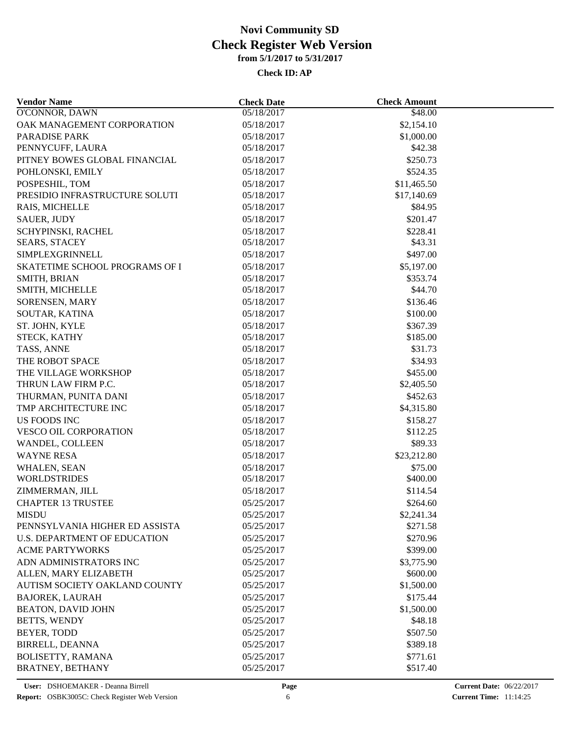# Novi Community SD
## Check Register Web Version
### from 5/1/2017 to 5/31/2017

**Check ID: AP**

| Vendor Name | Check Date | Check Amount |
|---|---|---|
| O'CONNOR, DAWN | 05/18/2017 | $48.00 |
| OAK MANAGEMENT CORPORATION | 05/18/2017 | $2,154.10 |
| PARADISE PARK | 05/18/2017 | $1,000.00 |
| PENNYCUFF, LAURA | 05/18/2017 | $42.38 |
| PITNEY BOWES GLOBAL FINANCIAL | 05/18/2017 | $250.73 |
| POHLONSKI, EMILY | 05/18/2017 | $524.35 |
| POSPESHIL, TOM | 05/18/2017 | $11,465.50 |
| PRESIDIO INFRASTRUCTURE SOLUTI | 05/18/2017 | $17,140.69 |
| RAIS, MICHELLE | 05/18/2017 | $84.95 |
| SAUER, JUDY | 05/18/2017 | $201.47 |
| SCHYPINSKI, RACHEL | 05/18/2017 | $228.41 |
| SEARS, STACEY | 05/18/2017 | $43.31 |
| SIMPLEXGRINNELL | 05/18/2017 | $497.00 |
| SKATETIME SCHOOL PROGRAMS OF I | 05/18/2017 | $5,197.00 |
| SMITH, BRIAN | 05/18/2017 | $353.74 |
| SMITH, MICHELLE | 05/18/2017 | $44.70 |
| SORENSEN, MARY | 05/18/2017 | $136.46 |
| SOUTAR, KATINA | 05/18/2017 | $100.00 |
| ST. JOHN, KYLE | 05/18/2017 | $367.39 |
| STECK, KATHY | 05/18/2017 | $185.00 |
| TASS, ANNE | 05/18/2017 | $31.73 |
| THE ROBOT SPACE | 05/18/2017 | $34.93 |
| THE VILLAGE WORKSHOP | 05/18/2017 | $455.00 |
| THRUN LAW FIRM P.C. | 05/18/2017 | $2,405.50 |
| THURMAN, PUNITA DANI | 05/18/2017 | $452.63 |
| TMP ARCHITECTURE INC | 05/18/2017 | $4,315.80 |
| US FOODS INC | 05/18/2017 | $158.27 |
| VESCO OIL CORPORATION | 05/18/2017 | $112.25 |
| WANDEL, COLLEEN | 05/18/2017 | $89.33 |
| WAYNE RESA | 05/18/2017 | $23,212.80 |
| WHALEN, SEAN | 05/18/2017 | $75.00 |
| WORLDSTRIDES | 05/18/2017 | $400.00 |
| ZIMMERMAN, JILL | 05/18/2017 | $114.54 |
| CHAPTER 13 TRUSTEE | 05/25/2017 | $264.60 |
| MISDU | 05/25/2017 | $2,241.34 |
| PENNSYLVANIA HIGHER ED ASSISTA | 05/25/2017 | $271.58 |
| U.S. DEPARTMENT OF EDUCATION | 05/25/2017 | $270.96 |
| ACME PARTYWORKS | 05/25/2017 | $399.00 |
| ADN ADMINISTRATORS INC | 05/25/2017 | $3,775.90 |
| ALLEN, MARY ELIZABETH | 05/25/2017 | $600.00 |
| AUTISM SOCIETY OAKLAND COUNTY | 05/25/2017 | $1,500.00 |
| BAJOREK, LAURAH | 05/25/2017 | $175.44 |
| BEATON, DAVID JOHN | 05/25/2017 | $1,500.00 |
| BETTS, WENDY | 05/25/2017 | $48.18 |
| BEYER, TODD | 05/25/2017 | $507.50 |
| BIRRELL, DEANNA | 05/25/2017 | $389.18 |
| BOLISETTY, RAMANA | 05/25/2017 | $771.61 |
| BRATNEY, BETHANY | 05/25/2017 | $517.40 |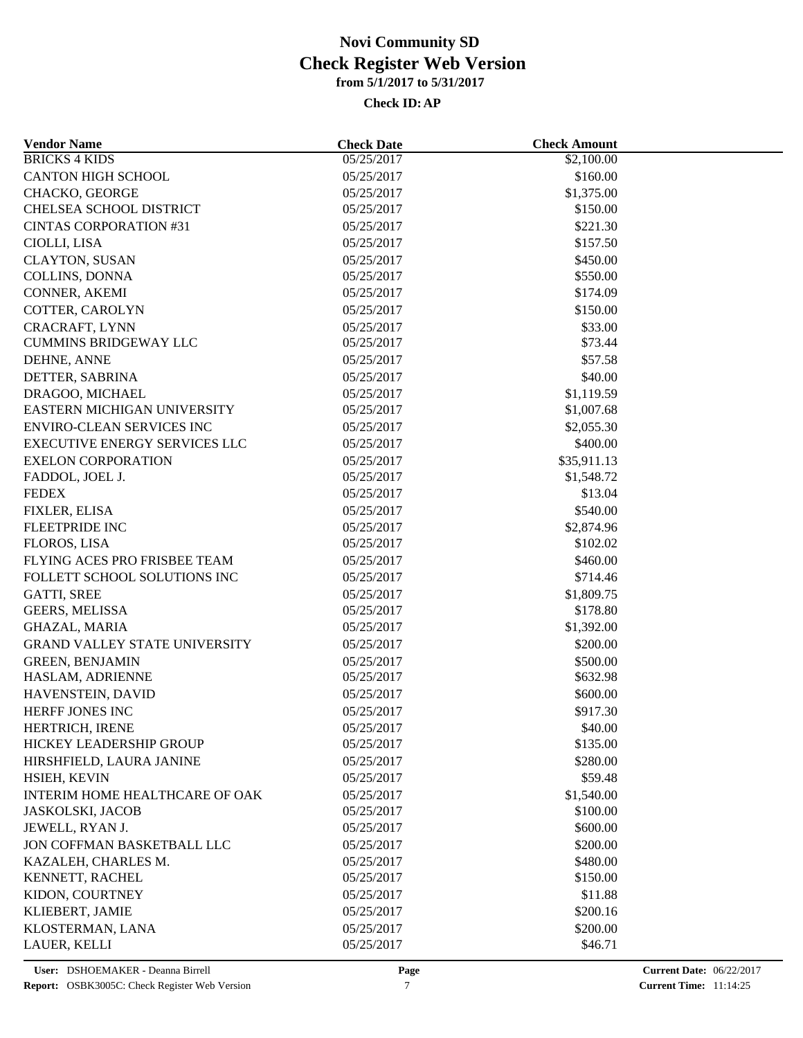# Novi Community SD
## Check Register Web Version
### from 5/1/2017 to 5/31/2017
**Check ID: AP**

| Vendor Name | Check Date | Check Amount |
|---|---|---|
| BRICKS 4 KIDS | 05/25/2017 | $2,100.00 |
| CANTON HIGH SCHOOL | 05/25/2017 | $160.00 |
| CHACKO, GEORGE | 05/25/2017 | $1,375.00 |
| CHELSEA SCHOOL DISTRICT | 05/25/2017 | $150.00 |
| CINTAS CORPORATION #31 | 05/25/2017 | $221.30 |
| CIOLLI, LISA | 05/25/2017 | $157.50 |
| CLAYTON, SUSAN | 05/25/2017 | $450.00 |
| COLLINS, DONNA | 05/25/2017 | $550.00 |
| CONNER, AKEMI | 05/25/2017 | $174.09 |
| COTTER, CAROLYN | 05/25/2017 | $150.00 |
| CRACRAFT, LYNN | 05/25/2017 | $33.00 |
| CUMMINS BRIDGEWAY LLC | 05/25/2017 | $73.44 |
| DEHNE, ANNE | 05/25/2017 | $57.58 |
| DETTER, SABRINA | 05/25/2017 | $40.00 |
| DRAGOO, MICHAEL | 05/25/2017 | $1,119.59 |
| EASTERN MICHIGAN UNIVERSITY | 05/25/2017 | $1,007.68 |
| ENVIRO-CLEAN SERVICES INC | 05/25/2017 | $2,055.30 |
| EXECUTIVE ENERGY SERVICES LLC | 05/25/2017 | $400.00 |
| EXELON CORPORATION | 05/25/2017 | $35,911.13 |
| FADDOL, JOEL J. | 05/25/2017 | $1,548.72 |
| FEDEX | 05/25/2017 | $13.04 |
| FIXLER, ELISA | 05/25/2017 | $540.00 |
| FLEETPRIDE INC | 05/25/2017 | $2,874.96 |
| FLOROS, LISA | 05/25/2017 | $102.02 |
| FLYING ACES PRO FRISBEE TEAM | 05/25/2017 | $460.00 |
| FOLLETT SCHOOL SOLUTIONS INC | 05/25/2017 | $714.46 |
| GATTI, SREE | 05/25/2017 | $1,809.75 |
| GEERS, MELISSA | 05/25/2017 | $178.80 |
| GHAZAL, MARIA | 05/25/2017 | $1,392.00 |
| GRAND VALLEY STATE UNIVERSITY | 05/25/2017 | $200.00 |
| GREEN, BENJAMIN | 05/25/2017 | $500.00 |
| HASLAM, ADRIENNE | 05/25/2017 | $632.98 |
| HAVENSTEIN, DAVID | 05/25/2017 | $600.00 |
| HERFF JONES INC | 05/25/2017 | $917.30 |
| HERTRICH, IRENE | 05/25/2017 | $40.00 |
| HICKEY LEADERSHIP GROUP | 05/25/2017 | $135.00 |
| HIRSHFIELD, LAURA JANINE | 05/25/2017 | $280.00 |
| HSIEH, KEVIN | 05/25/2017 | $59.48 |
| INTERIM HOME HEALTHCARE OF OAK | 05/25/2017 | $1,540.00 |
| JASKOLSKI, JACOB | 05/25/2017 | $100.00 |
| JEWELL, RYAN J. | 05/25/2017 | $600.00 |
| JON COFFMAN BASKETBALL LLC | 05/25/2017 | $200.00 |
| KAZALEH, CHARLES M. | 05/25/2017 | $480.00 |
| KENNETT, RACHEL | 05/25/2017 | $150.00 |
| KIDON, COURTNEY | 05/25/2017 | $11.88 |
| KLIEBERT, JAMIE | 05/25/2017 | $200.16 |
| KLOSTERMAN, LANA | 05/25/2017 | $200.00 |
| LAUER, KELLI | 05/25/2017 | $46.71 |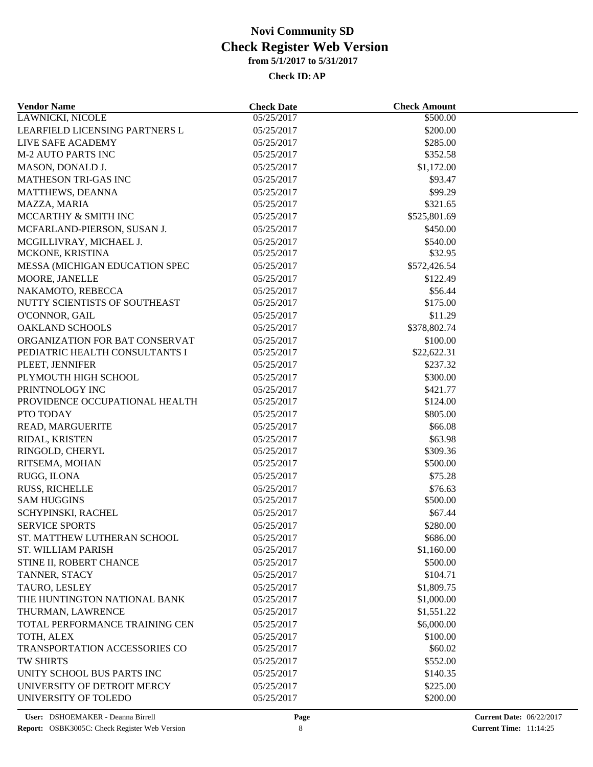# Novi Community SD
## Check Register Web Version
### from 5/1/2017 to 5/31/2017

**Check ID: AP**

| Vendor Name | Check Date | Check Amount |
|---|---|---|
| LAWNICKI, NICOLE | 05/25/2017 | $500.00 |
| LEARFIELD LICENSING PARTNERS L | 05/25/2017 | $200.00 |
| LIVE SAFE ACADEMY | 05/25/2017 | $285.00 |
| M-2 AUTO PARTS INC | 05/25/2017 | $352.58 |
| MASON, DONALD J. | 05/25/2017 | $1,172.00 |
| MATHESON TRI-GAS INC | 05/25/2017 | $93.47 |
| MATTHEWS, DEANNA | 05/25/2017 | $99.29 |
| MAZZA, MARIA | 05/25/2017 | $321.65 |
| MCCARTHY & SMITH INC | 05/25/2017 | $525,801.69 |
| MCFARLAND-PIERSON, SUSAN J. | 05/25/2017 | $450.00 |
| MCGILLIVRAY, MICHAEL J. | 05/25/2017 | $540.00 |
| MCKONE, KRISTINA | 05/25/2017 | $32.95 |
| MESSA (MICHIGAN EDUCATION SPEC | 05/25/2017 | $572,426.54 |
| MOORE, JANELLE | 05/25/2017 | $122.49 |
| NAKAMOTO, REBECCA | 05/25/2017 | $56.44 |
| NUTTY SCIENTISTS OF SOUTHEAST | 05/25/2017 | $175.00 |
| O'CONNOR, GAIL | 05/25/2017 | $11.29 |
| OAKLAND SCHOOLS | 05/25/2017 | $378,802.74 |
| ORGANIZATION FOR BAT CONSERVAT | 05/25/2017 | $100.00 |
| PEDIATRIC HEALTH CONSULTANTS I | 05/25/2017 | $22,622.31 |
| PLEET, JENNIFER | 05/25/2017 | $237.32 |
| PLYMOUTH HIGH SCHOOL | 05/25/2017 | $300.00 |
| PRINTNOLOGY INC | 05/25/2017 | $421.77 |
| PROVIDENCE OCCUPATIONAL HEALTH | 05/25/2017 | $124.00 |
| PTO TODAY | 05/25/2017 | $805.00 |
| READ, MARGUERITE | 05/25/2017 | $66.08 |
| RIDAL, KRISTEN | 05/25/2017 | $63.98 |
| RINGOLD, CHERYL | 05/25/2017 | $309.36 |
| RITSEMA, MOHAN | 05/25/2017 | $500.00 |
| RUGG, ILONA | 05/25/2017 | $75.28 |
| RUSS, RICHELLE | 05/25/2017 | $76.63 |
| SAM HUGGINS | 05/25/2017 | $500.00 |
| SCHYPINSKI, RACHEL | 05/25/2017 | $67.44 |
| SERVICE SPORTS | 05/25/2017 | $280.00 |
| ST. MATTHEW LUTHERAN SCHOOL | 05/25/2017 | $686.00 |
| ST. WILLIAM PARISH | 05/25/2017 | $1,160.00 |
| STINE II, ROBERT CHANCE | 05/25/2017 | $500.00 |
| TANNER, STACY | 05/25/2017 | $104.71 |
| TAURO, LESLEY | 05/25/2017 | $1,809.75 |
| THE HUNTINGTON NATIONAL BANK | 05/25/2017 | $1,000.00 |
| THURMAN, LAWRENCE | 05/25/2017 | $1,551.22 |
| TOTAL PERFORMANCE TRAINING CEN | 05/25/2017 | $6,000.00 |
| TOTH, ALEX | 05/25/2017 | $100.00 |
| TRANSPORTATION ACCESSORIES CO | 05/25/2017 | $60.02 |
| TW SHIRTS | 05/25/2017 | $552.00 |
| UNITY SCHOOL BUS PARTS INC | 05/25/2017 | $140.35 |
| UNIVERSITY OF DETROIT MERCY | 05/25/2017 | $225.00 |
| UNIVERSITY OF TOLEDO | 05/25/2017 | $200.00 |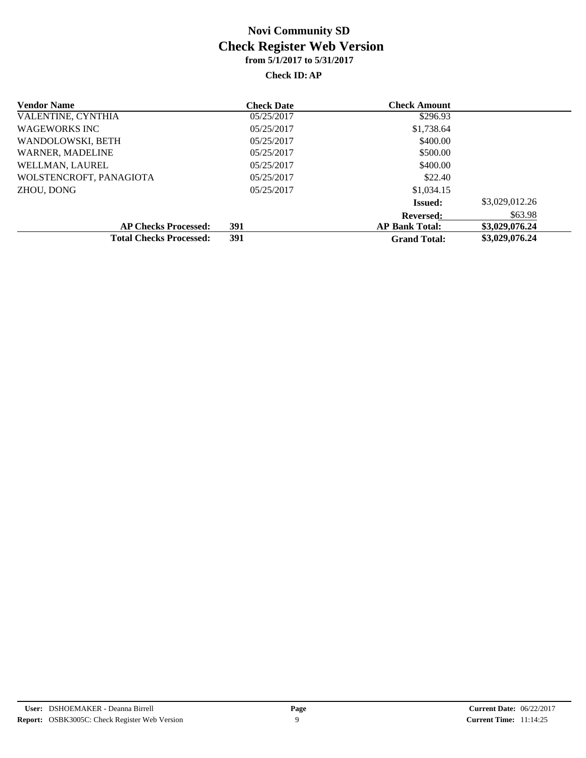# Novi Community SD

## Check Register Web Version

**from 5/1/2017 to 5/31/2017**

**Check ID: AP**

| Vendor Name | | Check Date | Check Amount | |
|---|---|---|---|---|
| VALENTINE, CYNTHIA | | 05/25/2017 | $296.93 | |
| WAGEWORKS INC | | 05/25/2017 | $1,738.64 | |
| WANDOLOWSKI, BETH | | 05/25/2017 | $400.00 | |
| WARNER, MADELINE | | 05/25/2017 | $500.00 | |
| WELLMAN, LAUREL | | 05/25/2017 | $400.00 | |
| WOLSTENCROFT, PANAGIOTA | | 05/25/2017 | $22.40 | |
| ZHOU, DONG | | 05/25/2017 | $1,034.15 | |
| | | | **Issued:** | $3,029,012.26 |
| | | | **Reversed:** | $63.98 |
| **AP Checks Processed:** | **391** | | **AP Bank Total:** | **$3,029,076.24** |
| **Total Checks Processed:** | **391** | | **Grand Total:** | **$3,029,076.24** |

**User:** DSHOEMAKER - Deanna Birrell
**Report:** OSBK3005C: Check Register Web Version
**Current Date:** 06/22/2017
**Current Time:** 11:14:25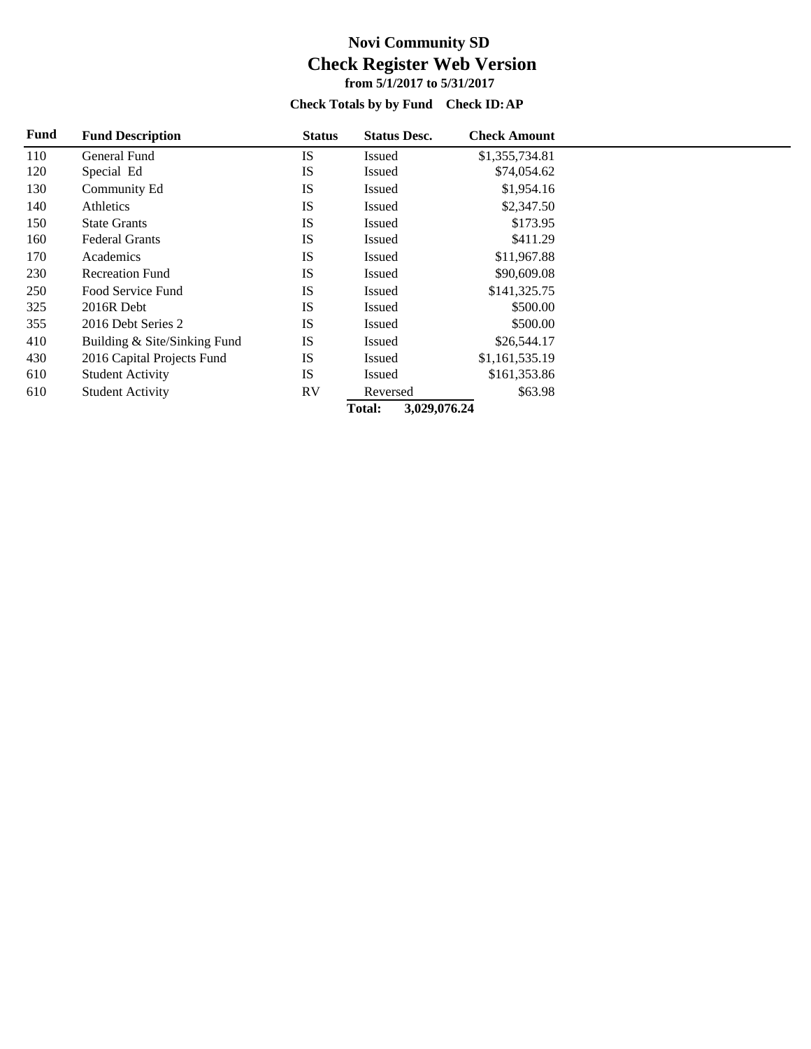# Novi Community SD

## Check Register Web Version

**from 5/1/2017 to 5/31/2017**

**Check Totals by by Fund    Check ID: AP**

| Fund | Fund Description | Status | Status Desc. | Check Amount |
|---|---|---|---|---|
| 110 | General Fund | IS | Issued | $1,355,734.81 |
| 120 | Special Ed | IS | Issued | $74,054.62 |
| 130 | Community Ed | IS | Issued | $1,954.16 |
| 140 | Athletics | IS | Issued | $2,347.50 |
| 150 | State Grants | IS | Issued | $173.95 |
| 160 | Federal Grants | IS | Issued | $411.29 |
| 170 | Academics | IS | Issued | $11,967.88 |
| 230 | Recreation Fund | IS | Issued | $90,609.08 |
| 250 | Food Service Fund | IS | Issued | $141,325.75 |
| 325 | 2016R Debt | IS | Issued | $500.00 |
| 355 | 2016 Debt Series 2 | IS | Issued | $500.00 |
| 410 | Building & Site/Sinking Fund | IS | Issued | $26,544.17 |
| 430 | 2016 Capital Projects Fund | IS | Issued | $1,161,535.19 |
| 610 | Student Activity | IS | Issued | $161,353.86 |
| 610 | Student Activity | RV | Reversed | $63.98 |
| | | | **Total:** | **3,029,076.24** |